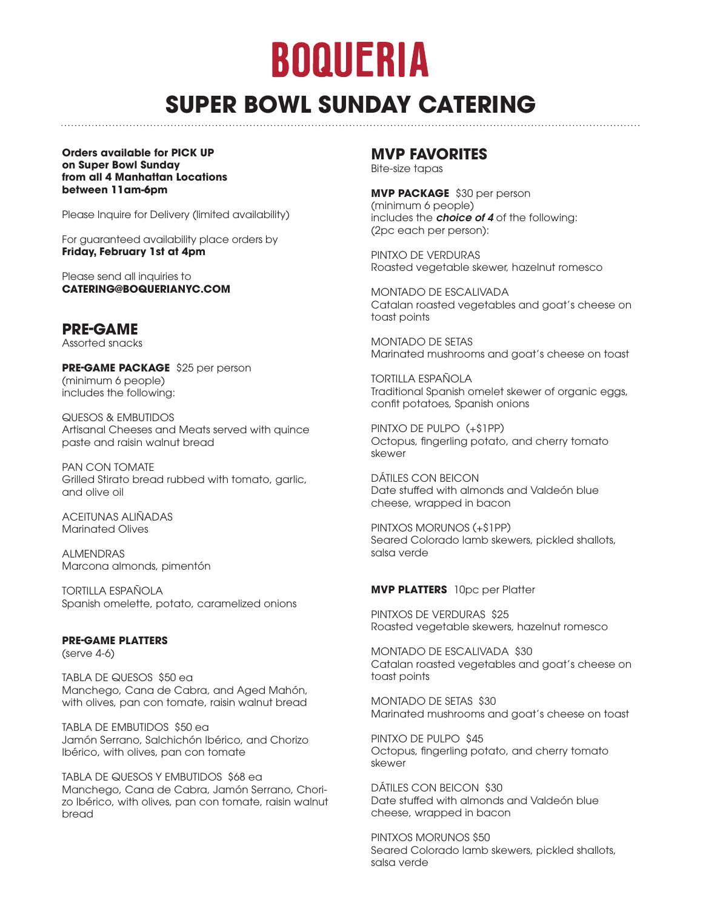# BOQUERIA

## SUPER BOWL SUNDAY CATERING

**Orders available for PICK UP on Super Bowl Sunday from all 4 Manhattan Locations between 11am-6pm**

Please Inquire for Delivery (limited availability)

For guaranteed availability place orders by **Friday, February 1st at 4pm**

Please send all inquiries to **CATERING@BOQUERIANYC.COM**

## PRE-GAME

Assorted snacks

**PRE-GAME PACKAGE** $25 per person
(minimum 6 people)
includes the following:

QUESOS & EMBUTIDOS
Artisanal Cheeses and Meats served with quince paste and raisin walnut bread

PAN CON TOMATE
Grilled Stirato bread rubbed with tomato, garlic, and olive oil

ACEITUNAS ALIÑADAS
Marinated Olives

ALMENDRAS
Marcona almonds, pimentón

TORTILLA ESPAÑOLA
Spanish omelette, potato, caramelized onions

**PRE-GAME PLATTERS**
(serve 4-6)

TABLA DE QUESOS $50 ea
Manchego, Cana de Cabra, and Aged Mahón, with olives, pan con tomate, raisin walnut bread

TABLA DE EMBUTIDOS $50 ea
Jamón Serrano, Salchichón Ibérico, and Chorizo Ibérico, with olives, pan con tomate

TABLA DE QUESOS Y EMBUTIDOS $68 ea
Manchego, Cana de Cabra, Jamón Serrano, Chorizo Ibérico, with olives, pan con tomate, raisin walnut bread

## MVP FAVORITES

Bite-size tapas

**MVP PACKAGE** $30 per person
(minimum 6 people)
includes the ***choice of 4*** of the following:
(2pc each per person):

PINTXO DE VERDURAS
Roasted vegetable skewer, hazelnut romesco

MONTADO DE ESCALIVADA
Catalan roasted vegetables and goat's cheese on toast points

MONTADO DE SETAS
Marinated mushrooms and goat's cheese on toast

TORTILLA ESPAÑOLA
Traditional Spanish omelet skewer of organic eggs, confit potatoes, Spanish onions

PINTXO DE PULPO (+$1PP)
Octopus, fingerling potato, and cherry tomato skewer

DÁTILES CON BEICON
Date stuffed with almonds and Valdeón blue cheese, wrapped in bacon

PINTXOS MORUNOS (+$1PP)
Seared Colorado lamb skewers, pickled shallots, salsa verde

**MVP PLATTERS** 10pc per Platter

PINTXOS DE VERDURAS $25
Roasted vegetable skewers, hazelnut romesco

MONTADO DE ESCALIVADA $30
Catalan roasted vegetables and goat's cheese on toast points

MONTADO DE SETAS $30
Marinated mushrooms and goat's cheese on toast

PINTXO DE PULPO $45
Octopus, fingerling potato, and cherry tomato skewer

DÁTILES CON BEICON $30
Date stuffed with almonds and Valdeón blue cheese, wrapped in bacon

PINTXOS MORUNOS $50
Seared Colorado lamb skewers, pickled shallots, salsa verde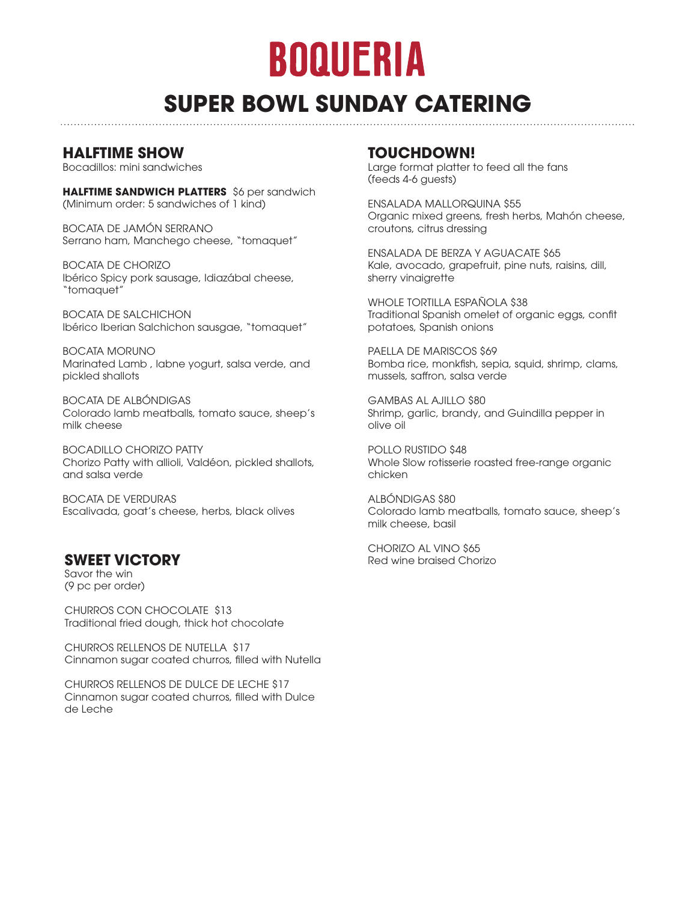# BOQUERIA

## SUPER BOWL SUNDAY CATERING

### HALFTIME SHOW

Bocadillos: mini sandwiches

**HALFTIME SANDWICH PLATTERS** $6 per sandwich
(Minimum order: 5 sandwiches of 1 kind)

BOCATA DE JAMÓN SERRANO
Serrano ham, Manchego cheese, "tomaquet"

BOCATA DE CHORIZO
Ibérico Spicy pork sausage, Idiazábal cheese, "tomaquet"

BOCATA DE SALCHICHON
Ibérico Iberian Salchichon sausgae, "tomaquet"

BOCATA MORUNO
Marinated Lamb , labne yogurt, salsa verde, and pickled shallots

BOCATA DE ALBÓNDIGAS
Colorado lamb meatballs, tomato sauce, sheep's milk cheese

BOCADILLO CHORIZO PATTY
Chorizo Patty with allioli, Valdéon, pickled shallots, and salsa verde

BOCATA DE VERDURAS
Escalivada, goat's cheese, herbs, black olives

### SWEET VICTORY

Savor the win
(9 pc per order)

CHURROS CON CHOCOLATE $13
Traditional fried dough, thick hot chocolate

CHURROS RELLENOS DE NUTELLA $17
Cinnamon sugar coated churros, filled with Nutella

CHURROS RELLENOS DE DULCE DE LECHE $17
Cinnamon sugar coated churros, filled with Dulce de Leche

### TOUCHDOWN!

Large format platter to feed all the fans
(feeds 4-6 guests)

ENSALADA MALLORQUINA $55
Organic mixed greens, fresh herbs, Mahón cheese, croutons, citrus dressing

ENSALADA DE BERZA Y AGUACATE $65
Kale, avocado, grapefruit, pine nuts, raisins, dill, sherry vinaigrette

WHOLE TORTILLA ESPAÑOLA $38
Traditional Spanish omelet of organic eggs, confit potatoes, Spanish onions

PAELLA DE MARISCOS $69
Bomba rice, monkfish, sepia, squid, shrimp, clams, mussels, saffron, salsa verde

GAMBAS AL AJILLO $80
Shrimp, garlic, brandy, and Guindilla pepper in olive oil

POLLO RUSTIDO $48
Whole Slow rotisserie roasted free-range organic chicken

ALBÓNDIGAS $80
Colorado lamb meatballs, tomato sauce, sheep's milk cheese, basil

CHORIZO AL VINO $65
Red wine braised Chorizo